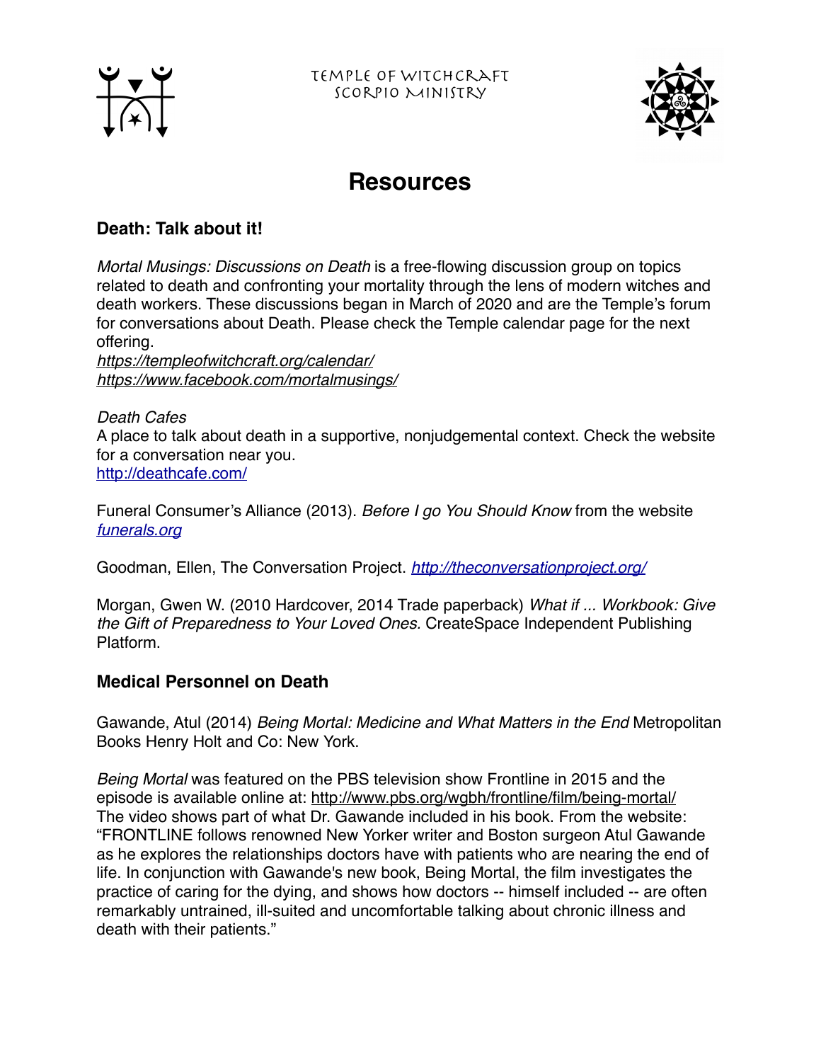Temple of Witchcraft
Scorpio Ministry

# Resources

## Death: Talk about it!

*Mortal Musings: Discussions on Death* is a free-flowing discussion group on topics related to death and confronting your mortality through the lens of modern witches and death workers. These discussions began in March of 2020 and are the Temple's forum for conversations about Death. Please check the Temple calendar page for the next offering.
*https://templeofwitchcraft.org/calendar/*
*https://www.facebook.com/mortalmusings/*

*Death Cafes*
A place to talk about death in a supportive, nonjudgemental context. Check the website for a conversation near you.
http://deathcafe.com/

Funeral Consumer's Alliance (2013). *Before I go You Should Know* from the website *funerals.org*

Goodman, Ellen, The Conversation Project. *http://theconversationproject.org/*

Morgan, Gwen W. (2010 Hardcover, 2014 Trade paperback) *What if ... Workbook: Give the Gift of Preparedness to Your Loved Ones.* CreateSpace Independent Publishing Platform.

## Medical Personnel on Death

Gawande, Atul (2014) *Being Mortal: Medicine and What Matters in the End* Metropolitan Books Henry Holt and Co: New York.

*Being Mortal* was featured on the PBS television show Frontline in 2015 and the episode is available online at: http://www.pbs.org/wgbh/frontline/film/being-mortal/
The video shows part of what Dr. Gawande included in his book. From the website: "FRONTLINE follows renowned New Yorker writer and Boston surgeon Atul Gawande as he explores the relationships doctors have with patients who are nearing the end of life. In conjunction with Gawande's new book, Being Mortal, the film investigates the practice of caring for the dying, and shows how doctors -- himself included -- are often remarkably untrained, ill-suited and uncomfortable talking about chronic illness and death with their patients."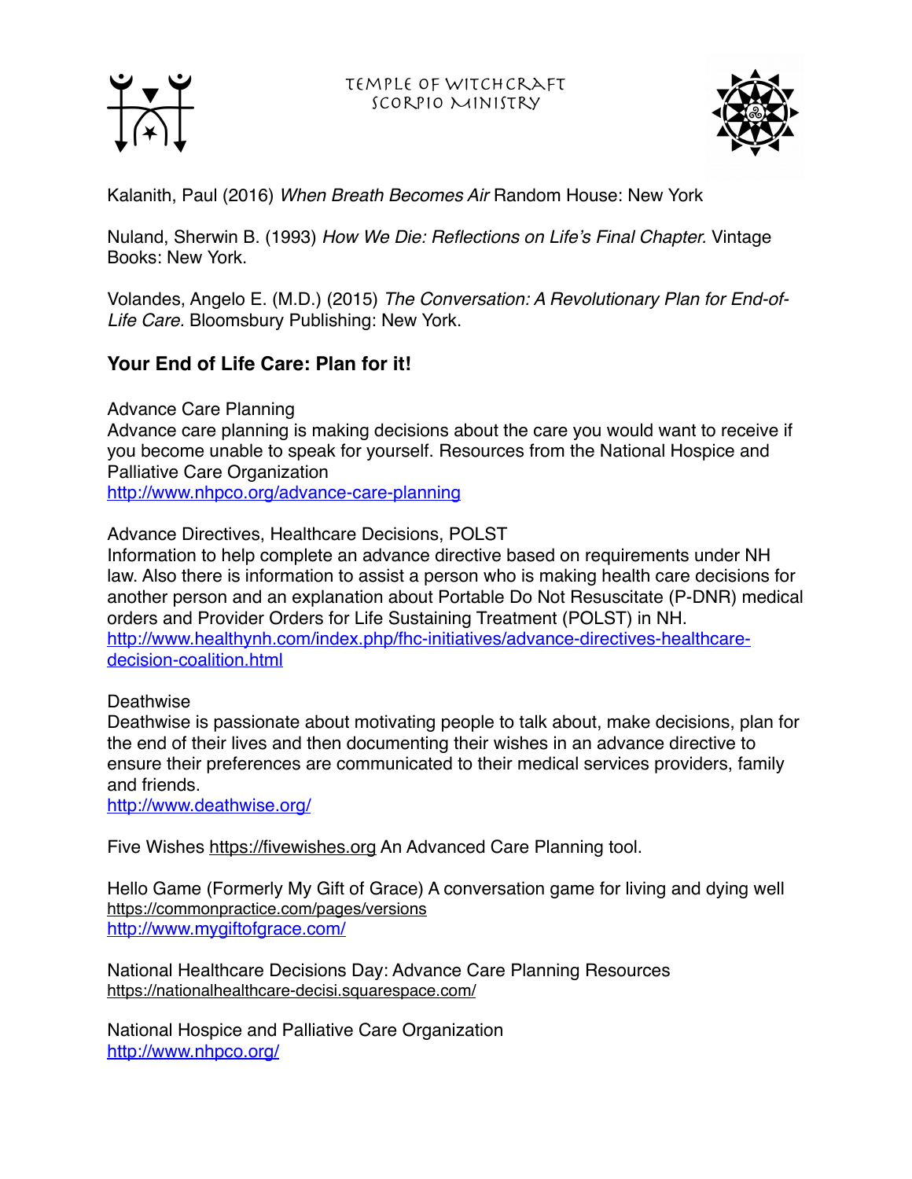Kalanith, Paul (2016) *When Breath Becomes Air* Random House: New York

Nuland, Sherwin B. (1993) *How We Die: Reflections on Life's Final Chapter.* Vintage Books: New York.

Volandes, Angelo E. (M.D.) (2015) *The Conversation: A Revolutionary Plan for End-of-Life Care.* Bloomsbury Publishing: New York.

## Your End of Life Care: Plan for it!

Advance Care Planning
Advance care planning is making decisions about the care you would want to receive if you become unable to speak for yourself. Resources from the National Hospice and Palliative Care Organization
http://www.nhpco.org/advance-care-planning

Advance Directives, Healthcare Decisions, POLST
Information to help complete an advance directive based on requirements under NH law. Also there is information to assist a person who is making health care decisions for another person and an explanation about Portable Do Not Resuscitate (P-DNR) medical orders and Provider Orders for Life Sustaining Treatment (POLST) in NH.
http://www.healthynh.com/index.php/fhc-initiatives/advance-directives-healthcare-decision-coalition.html

Deathwise
Deathwise is passionate about motivating people to talk about, make decisions, plan for the end of their lives and then documenting their wishes in an advance directive to ensure their preferences are communicated to their medical services providers, family and friends.
http://www.deathwise.org/

Five Wishes https://fivewishes.org An Advanced Care Planning tool.

Hello Game (Formerly My Gift of Grace) A conversation game for living and dying well
https://commonpractice.com/pages/versions
http://www.mygiftofgrace.com/

National Healthcare Decisions Day: Advance Care Planning Resources
https://nationalhealthcare-decisi.squarespace.com/

National Hospice and Palliative Care Organization
http://www.nhpco.org/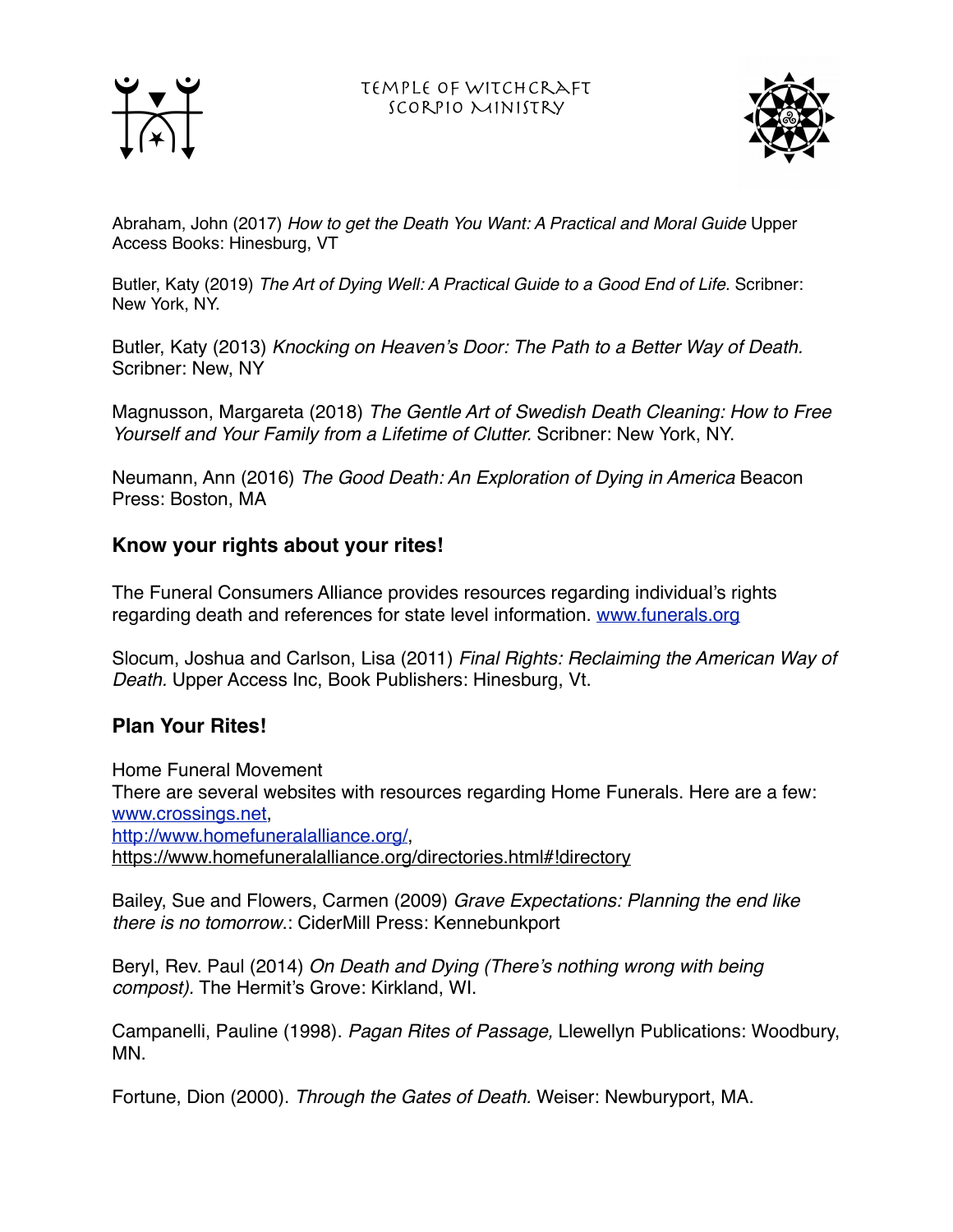Abraham, John (2017) *How to get the Death You Want: A Practical and Moral Guide* Upper Access Books: Hinesburg, VT

Butler, Katy (2019) *The Art of Dying Well: A Practical Guide to a Good End of Life.* Scribner: New York, NY.

Butler, Katy (2013) *Knocking on Heaven's Door: The Path to a Better Way of Death.* Scribner: New, NY

Magnusson, Margareta (2018) *The Gentle Art of Swedish Death Cleaning: How to Free Yourself and Your Family from a Lifetime of Clutter.* Scribner: New York, NY.

Neumann, Ann (2016) *The Good Death: An Exploration of Dying in America* Beacon Press: Boston, MA

## Know your rights about your rites!

The Funeral Consumers Alliance provides resources regarding individual's rights regarding death and references for state level information. [www.funerals.org](www.funerals.org)

Slocum, Joshua and Carlson, Lisa (2011) *Final Rights: Reclaiming the American Way of Death.* Upper Access Inc, Book Publishers: Hinesburg, Vt.

## Plan Your Rites!

Home Funeral Movement
There are several websites with resources regarding Home Funerals. Here are a few:
[www.crossings.net](www.crossings.net),
[http://www.homefuneralalliance.org/](http://www.homefuneralalliance.org/),
https://www.homefuneralalliance.org/directories.html#!directory

Bailey, Sue and Flowers, Carmen (2009) *Grave Expectations: Planning the end like there is no tomorrow.*: CiderMill Press: Kennebunkport

Beryl, Rev. Paul (2014) *On Death and Dying (There's nothing wrong with being compost).* The Hermit's Grove: Kirkland, WI.

Campanelli, Pauline (1998). *Pagan Rites of Passage,* Llewellyn Publications: Woodbury, MN.

Fortune, Dion (2000). *Through the Gates of Death.* Weiser: Newburyport, MA.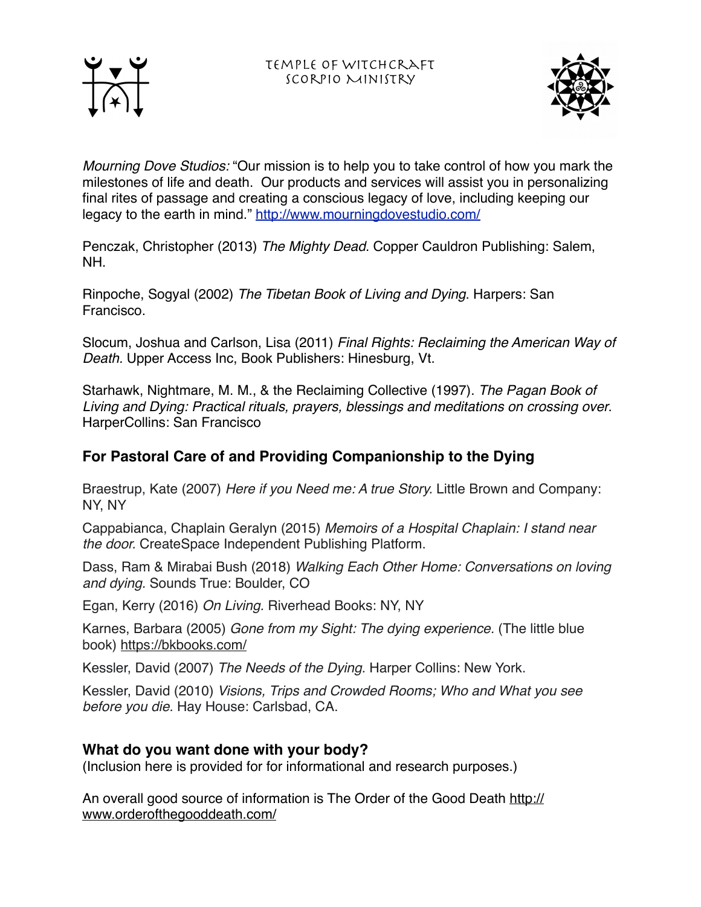*Mourning Dove Studios:* “Our mission is to help you to take control of how you mark the milestones of life and death. Our products and services will assist you in personalizing final rites of passage and creating a conscious legacy of love, including keeping our legacy to the earth in mind.” http://www.mourningdovestudio.com/

Penczak, Christopher (2013) *The Mighty Dead*. Copper Cauldron Publishing: Salem, NH.

Rinpoche, Sogyal (2002) *The Tibetan Book of Living and Dying*. Harpers: San Francisco.

Slocum, Joshua and Carlson, Lisa (2011) *Final Rights: Reclaiming the American Way of Death.* Upper Access Inc, Book Publishers: Hinesburg, Vt.

Starhawk, Nightmare, M. M., & the Reclaiming Collective (1997). *The Pagan Book of Living and Dying: Practical rituals, prayers, blessings and meditations on crossing over*. HarperCollins: San Francisco

## For Pastoral Care of and Providing Companionship to the Dying

Braestrup, Kate (2007) *Here if you Need me: A true Story*. Little Brown and Company: NY, NY

Cappabianca, Chaplain Geralyn (2015) *Memoirs of a Hospital Chaplain: I stand near the door.* CreateSpace Independent Publishing Platform.

Dass, Ram & Mirabai Bush (2018) *Walking Each Other Home: Conversations on loving and dying.* Sounds True: Boulder, CO

Egan, Kerry (2016) *On Living.* Riverhead Books: NY, NY

Karnes, Barbara (2005) *Gone from my Sight: The dying experience.* (The little blue book) https://bkbooks.com/

Kessler, David (2007) *The Needs of the Dying.* Harper Collins: New York.

Kessler, David (2010) *Visions, Trips and Crowded Rooms; Who and What you see before you die.* Hay House: Carlsbad, CA.

## What do you want done with your body?

(Inclusion here is provided for for informational and research purposes.)

An overall good source of information is The Order of the Good Death http://www.orderofthegooddeath.com/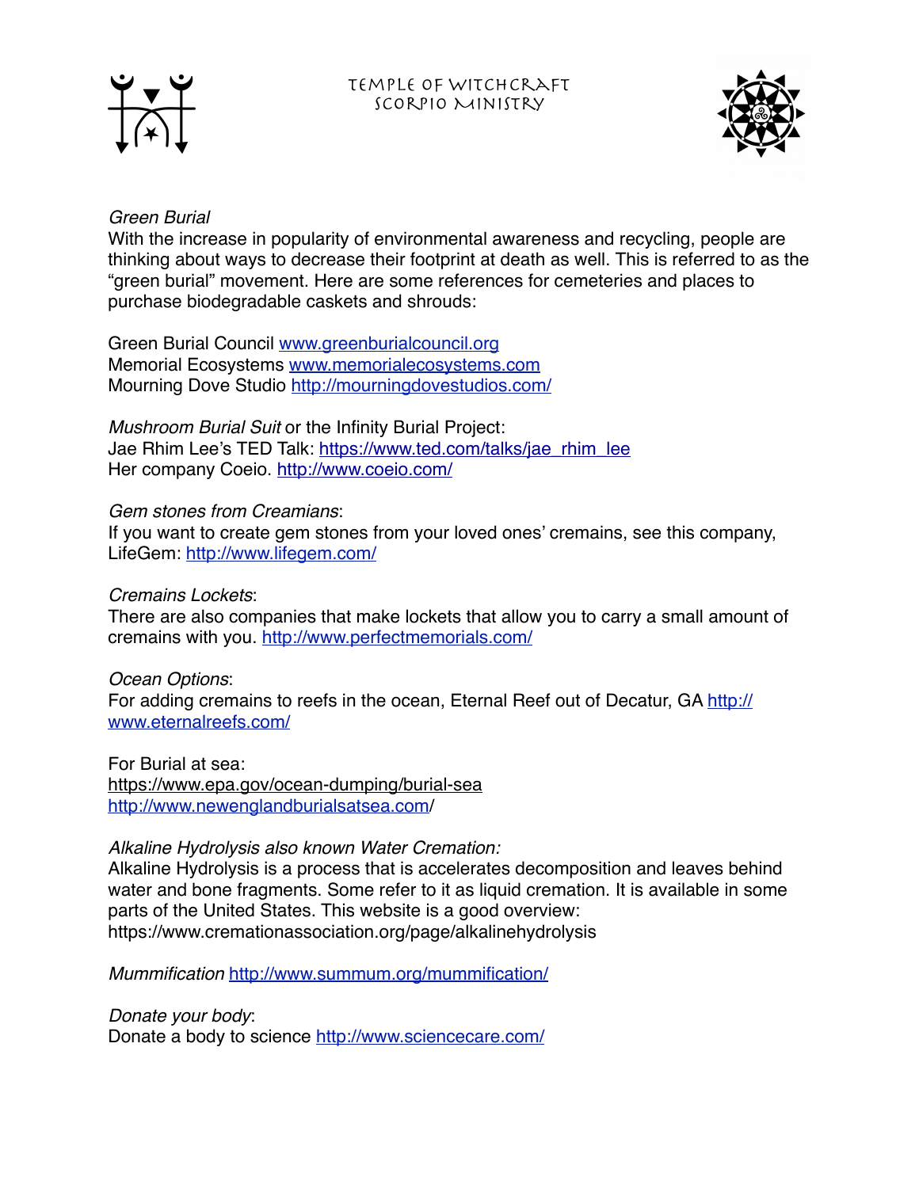*Green Burial*
With the increase in popularity of environmental awareness and recycling, people are thinking about ways to decrease their footprint at death as well. This is referred to as the "green burial" movement. Here are some references for cemeteries and places to purchase biodegradable caskets and shrouds:

Green Burial Council www.greenburialcouncil.org
Memorial Ecosystems www.memorialecosystems.com
Mourning Dove Studio http://mourningdovestudios.com/

*Mushroom Burial Suit* or the Infinity Burial Project:
Jae Rhim Lee's TED Talk: https://www.ted.com/talks/jae_rhim_lee
Her company Coeio. http://www.coeio.com/

*Gem stones from Creamians*:
If you want to create gem stones from your loved ones' cremains, see this company, LifeGem: http://www.lifegem.com/

*Cremains Lockets*:
There are also companies that make lockets that allow you to carry a small amount of cremains with you. http://www.perfectmemorials.com/

*Ocean Options*:
For adding cremains to reefs in the ocean, Eternal Reef out of Decatur, GA http://www.eternalreefs.com/

For Burial at sea:
https://www.epa.gov/ocean-dumping/burial-sea
http://www.newenglandburialsatsea.com/

*Alkaline Hydrolysis also known Water Cremation:*
Alkaline Hydrolysis is a process that is accelerates decomposition and leaves behind water and bone fragments. Some refer to it as liquid cremation. It is available in some parts of the United States. This website is a good overview:
https://www.cremationassociation.org/page/alkalinehydrolysis

*Mummification* http://www.summum.org/mummification/

*Donate your body*:
Donate a body to science http://www.sciencecare.com/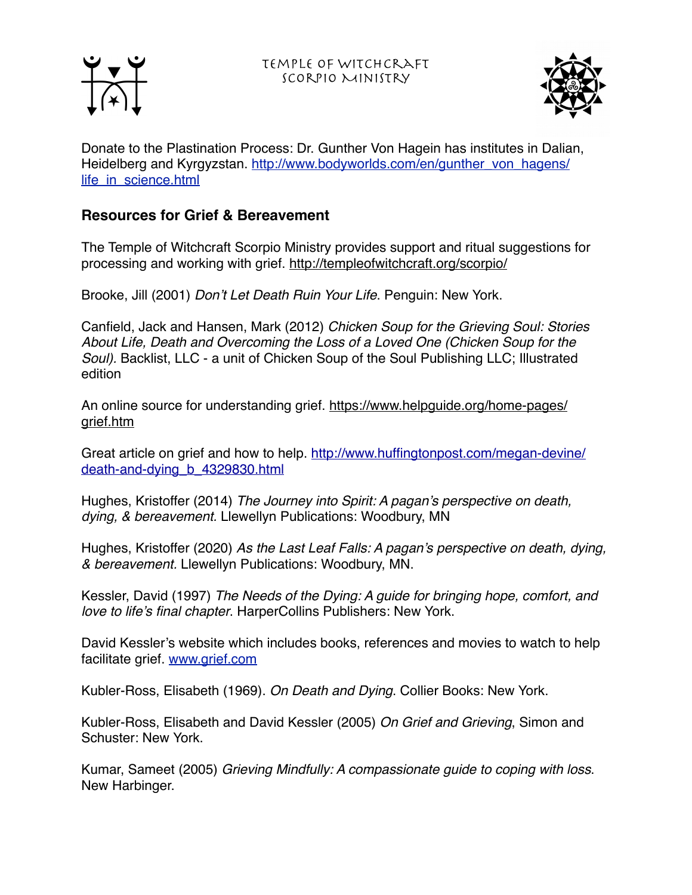Donate to the Plastination Process: Dr. Gunther Von Hagein has institutes in Dalian, Heidelberg and Kyrgyzstan. http://www.bodyworlds.com/en/gunther_von_hagens/life_in_science.html

## Resources for Grief & Bereavement

The Temple of Witchcraft Scorpio Ministry provides support and ritual suggestions for processing and working with grief. http://templeofwitchcraft.org/scorpio/

Brooke, Jill (2001) *Don't Let Death Ruin Your Life*. Penguin: New York.

Canfield, Jack and Hansen, Mark (2012) *Chicken Soup for the Grieving Soul: Stories About Life, Death and Overcoming the Loss of a Loved One (Chicken Soup for the Soul)*. Backlist, LLC - a unit of Chicken Soup of the Soul Publishing LLC; Illustrated edition

An online source for understanding grief. https://www.helpguide.org/home-pages/grief.htm

Great article on grief and how to help. http://www.huffingtonpost.com/megan-devine/death-and-dying_b_4329830.html

Hughes, Kristoffer (2014) *The Journey into Spirit: A pagan's perspective on death, dying, & bereavement.* Llewellyn Publications: Woodbury, MN

Hughes, Kristoffer (2020) *As the Last Leaf Falls: A pagan's perspective on death, dying, & bereavement.* Llewellyn Publications: Woodbury, MN.

Kessler, David (1997) *The Needs of the Dying: A guide for bringing hope, comfort, and love to life's final chapter*. HarperCollins Publishers: New York.

David Kessler's website which includes books, references and movies to watch to help facilitate grief. www.grief.com

Kubler-Ross, Elisabeth (1969). *On Death and Dying*. Collier Books: New York.

Kubler-Ross, Elisabeth and David Kessler (2005) *On Grief and Grieving*, Simon and Schuster: New York.

Kumar, Sameet (2005) *Grieving Mindfully: A compassionate guide to coping with loss*. New Harbinger.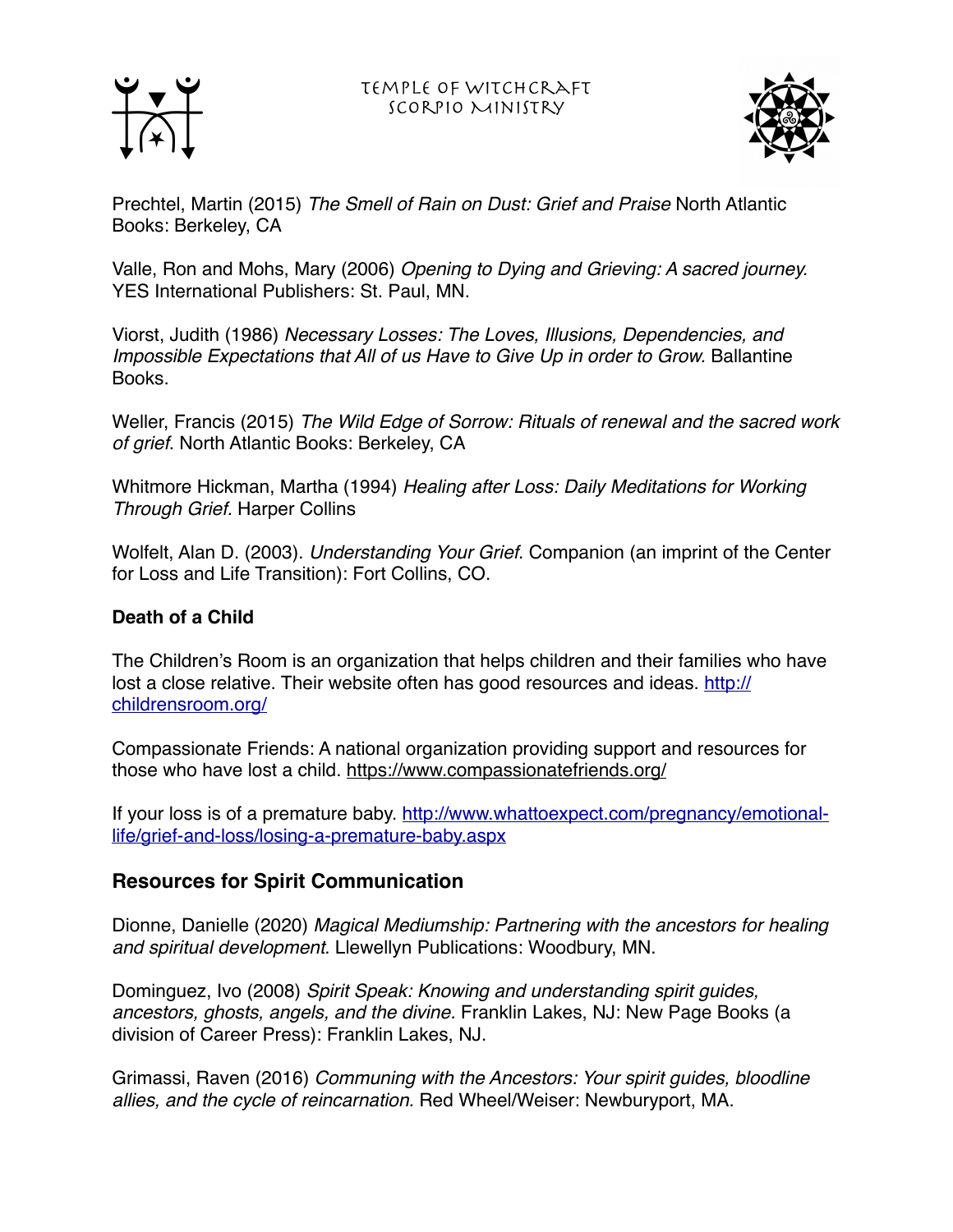Prechtel, Martin (2015) *The Smell of Rain on Dust: Grief and Praise* North Atlantic Books: Berkeley, CA

Valle, Ron and Mohs, Mary (2006) *Opening to Dying and Grieving: A sacred journey.* YES International Publishers: St. Paul, MN.

Viorst, Judith (1986) *Necessary Losses: The Loves, Illusions, Dependencies, and Impossible Expectations that All of us Have to Give Up in order to Grow.* Ballantine Books.

Weller, Francis (2015) *The Wild Edge of Sorrow: Rituals of renewal and the sacred work of grief.* North Atlantic Books: Berkeley, CA

Whitmore Hickman, Martha (1994) *Healing after Loss: Daily Meditations for Working Through Grief.* Harper Collins

Wolfelt, Alan D. (2003). *Understanding Your Grief*. Companion (an imprint of the Center for Loss and Life Transition): Fort Collins, CO.

**Death of a Child**

The Children's Room is an organization that helps children and their families who have lost a close relative. Their website often has good resources and ideas. http://childrensroom.org/

Compassionate Friends: A national organization providing support and resources for those who have lost a child. https://www.compassionatefriends.org/

If your loss is of a premature baby. http://www.whattoexpect.com/pregnancy/emotional-life/grief-and-loss/losing-a-premature-baby.aspx

## Resources for Spirit Communication

Dionne, Danielle (2020) *Magical Mediumship: Partnering with the ancestors for healing and spiritual development*. Llewellyn Publications: Woodbury, MN.

Dominguez, Ivo (2008) *Spirit Speak: Knowing and understanding spirit guides, ancestors, ghosts, angels, and the divine.* Franklin Lakes, NJ: New Page Books (a division of Career Press): Franklin Lakes, NJ.

Grimassi, Raven (2016) *Communing with the Ancestors: Your spirit guides, bloodline allies, and the cycle of reincarnation.* Red Wheel/Weiser: Newburyport, MA.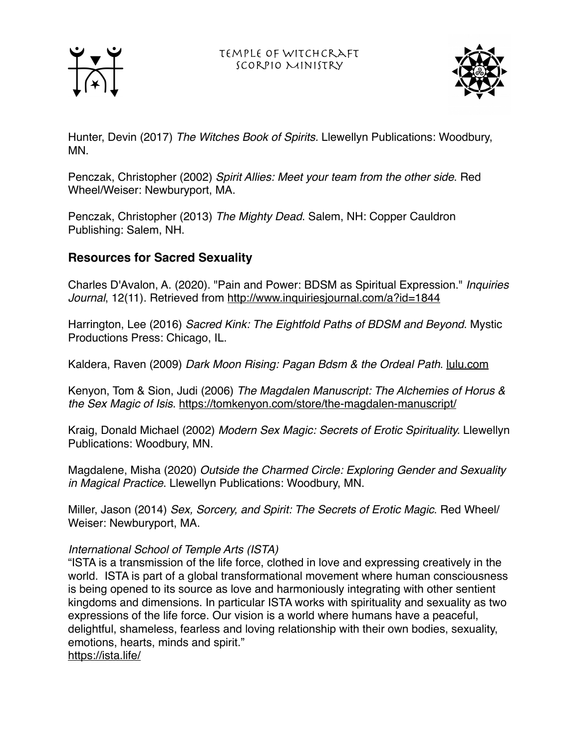Hunter, Devin (2017) *The Witches Book of Spirits.* Llewellyn Publications: Woodbury, MN.

Penczak, Christopher (2002) *Spirit Allies: Meet your team from the other side*. Red Wheel/Weiser: Newburyport, MA.

Penczak, Christopher (2013) *The Mighty Dead*. Salem, NH: Copper Cauldron Publishing: Salem, NH.

## Resources for Sacred Sexuality

Charles D'Avalon, A. (2020). "Pain and Power: BDSM as Spiritual Expression." *Inquiries Journal*, 12(11). Retrieved from http://www.inquiriesjournal.com/a?id=1844

Harrington, Lee (2016) *Sacred Kink: The Eightfold Paths of BDSM and Beyond*. Mystic Productions Press: Chicago, IL.

Kaldera, Raven (2009) *Dark Moon Rising: Pagan Bdsm & the Ordeal Path*. lulu.com

Kenyon, Tom & Sion, Judi (2006) *The Magdalen Manuscript: The Alchemies of Horus & the Sex Magic of Isis.* https://tomkenyon.com/store/the-magdalen-manuscript/

Kraig, Donald Michael (2002) *Modern Sex Magic: Secrets of Erotic Spirituality.* Llewellyn Publications: Woodbury, MN.

Magdalene, Misha (2020) *Outside the Charmed Circle: Exploring Gender and Sexuality in Magical Practice*. Llewellyn Publications: Woodbury, MN.

Miller, Jason (2014) *Sex, Sorcery, and Spirit: The Secrets of Erotic Magic*. Red Wheel/Weiser: Newburyport, MA.

*International School of Temple Arts (ISTA)*
"ISTA is a transmission of the life force, clothed in love and expressing creatively in the world. ISTA is part of a global transformational movement where human consciousness is being opened to its source as love and harmoniously integrating with other sentient kingdoms and dimensions. In particular ISTA works with spirituality and sexuality as two expressions of the life force. Our vision is a world where humans have a peaceful, delightful, shameless, fearless and loving relationship with their own bodies, sexuality, emotions, hearts, minds and spirit."
https://ista.life/